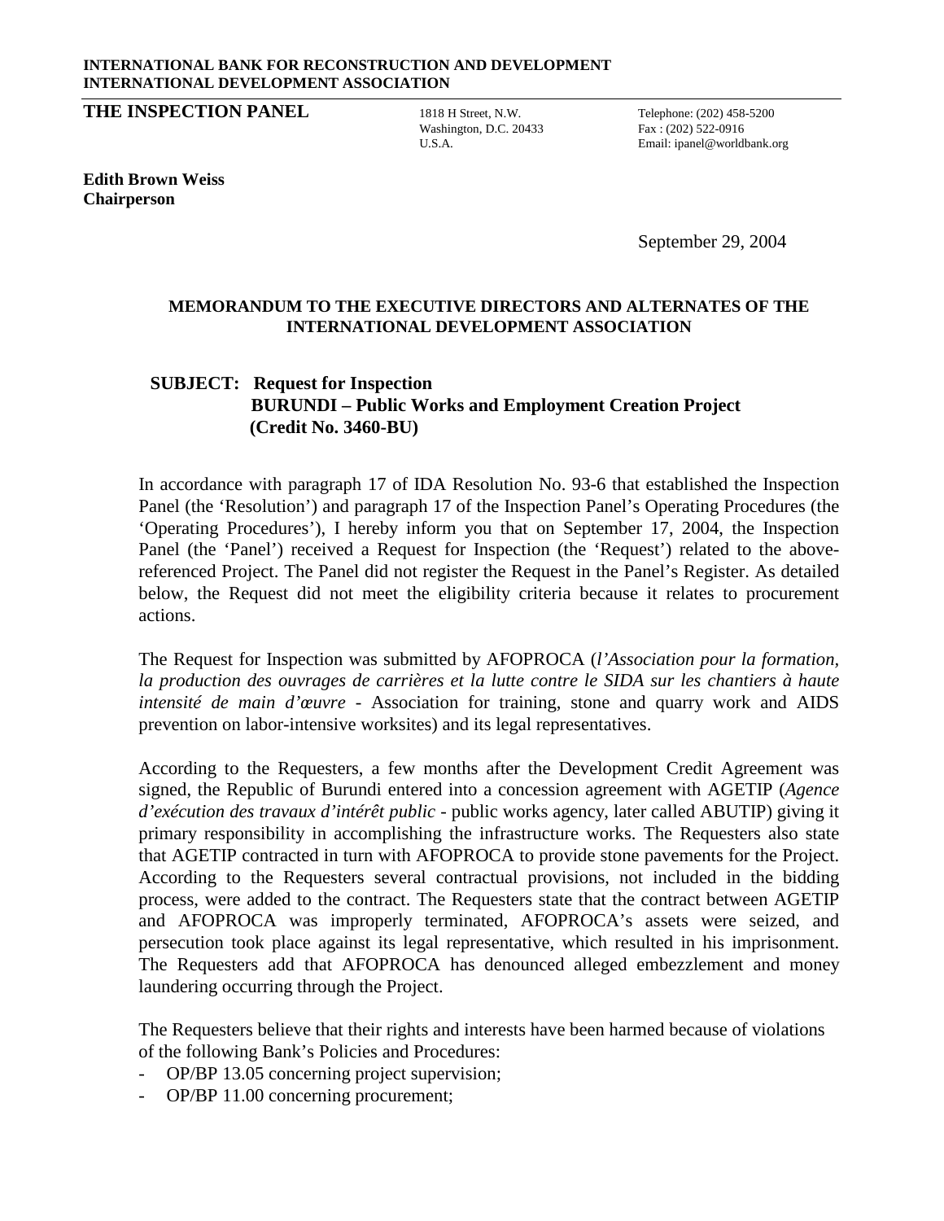**INTERNATIONAL BANK FOR RECONSTRUCTION AND DEVELOPMENT**
**INTERNATIONAL DEVELOPMENT ASSOCIATION**

**THE INSPECTION PANEL**

1818 H Street, N.W.
Washington, D.C. 20433
U.S.A.

Telephone: (202) 458-5200
Fax : (202) 522-0916
Email: ipanel@worldbank.org

**Edith Brown Weiss**
**Chairperson**

September 29, 2004

**MEMORANDUM TO THE EXECUTIVE DIRECTORS AND ALTERNATES OF THE INTERNATIONAL DEVELOPMENT ASSOCIATION**

**SUBJECT: Request for Inspection**
**BURUNDI – Public Works and Employment Creation Project**
**(Credit No. 3460-BU)**

In accordance with paragraph 17 of IDA Resolution No. 93-6 that established the Inspection Panel (the 'Resolution') and paragraph 17 of the Inspection Panel's Operating Procedures (the 'Operating Procedures'), I hereby inform you that on September 17, 2004, the Inspection Panel (the 'Panel') received a Request for Inspection (the 'Request') related to the above-referenced Project. The Panel did not register the Request in the Panel's Register. As detailed below, the Request did not meet the eligibility criteria because it relates to procurement actions.

The Request for Inspection was submitted by AFOPROCA (*l'Association pour la formation, la production des ouvrages de carrières et la lutte contre le SIDA sur les chantiers à haute intensité de main d'œuvre* - Association for training, stone and quarry work and AIDS prevention on labor-intensive worksites) and its legal representatives.

According to the Requesters, a few months after the Development Credit Agreement was signed, the Republic of Burundi entered into a concession agreement with AGETIP (*Agence d'exécution des travaux d'intérêt public* - public works agency, later called ABUTIP) giving it primary responsibility in accomplishing the infrastructure works. The Requesters also state that AGETIP contracted in turn with AFOPROCA to provide stone pavements for the Project. According to the Requesters several contractual provisions, not included in the bidding process, were added to the contract. The Requesters state that the contract between AGETIP and AFOPROCA was improperly terminated, AFOPROCA's assets were seized, and persecution took place against its legal representative, which resulted in his imprisonment. The Requesters add that AFOPROCA has denounced alleged embezzlement and money laundering occurring through the Project.

The Requesters believe that their rights and interests have been harmed because of violations of the following Bank's Policies and Procedures:

- OP/BP 13.05 concerning project supervision;
- OP/BP 11.00 concerning procurement;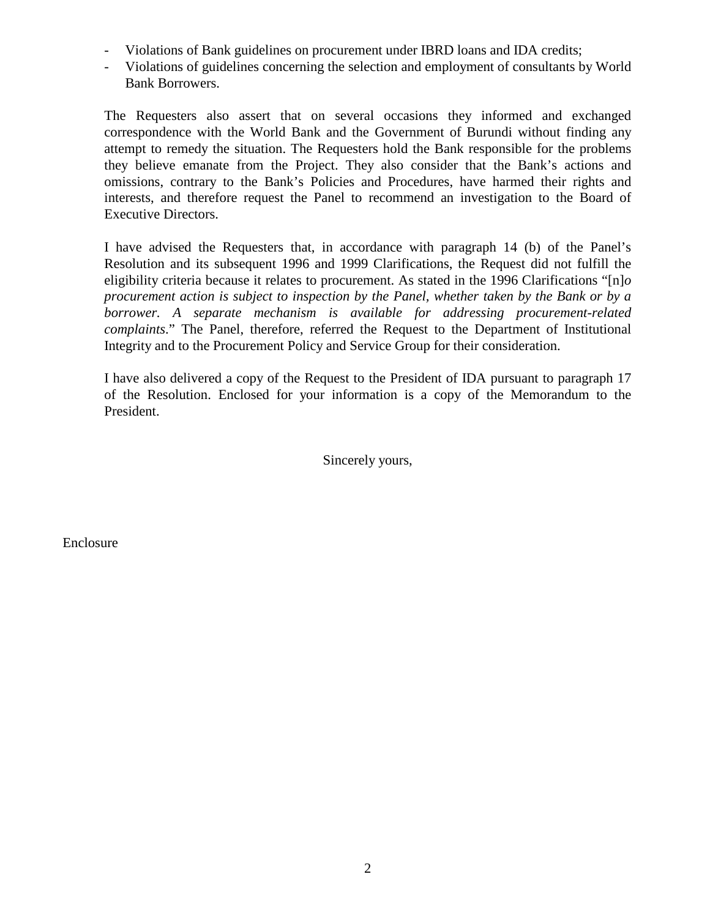- Violations of Bank guidelines on procurement under IBRD loans and IDA credits;
- Violations of guidelines concerning the selection and employment of consultants by World Bank Borrowers.

The Requesters also assert that on several occasions they informed and exchanged correspondence with the World Bank and the Government of Burundi without finding any attempt to remedy the situation. The Requesters hold the Bank responsible for the problems they believe emanate from the Project. They also consider that the Bank's actions and omissions, contrary to the Bank's Policies and Procedures, have harmed their rights and interests, and therefore request the Panel to recommend an investigation to the Board of Executive Directors.

I have advised the Requesters that, in accordance with paragraph 14 (b) of the Panel's Resolution and its subsequent 1996 and 1999 Clarifications, the Request did not fulfill the eligibility criteria because it relates to procurement. As stated in the 1996 Clarifications "[n]*o procurement action is subject to inspection by the Panel, whether taken by the Bank or by a borrower. A separate mechanism is available for addressing procurement-related complaints*." The Panel, therefore, referred the Request to the Department of Institutional Integrity and to the Procurement Policy and Service Group for their consideration.

I have also delivered a copy of the Request to the President of IDA pursuant to paragraph 17 of the Resolution. Enclosed for your information is a copy of the Memorandum to the President.

Sincerely yours,

Enclosure